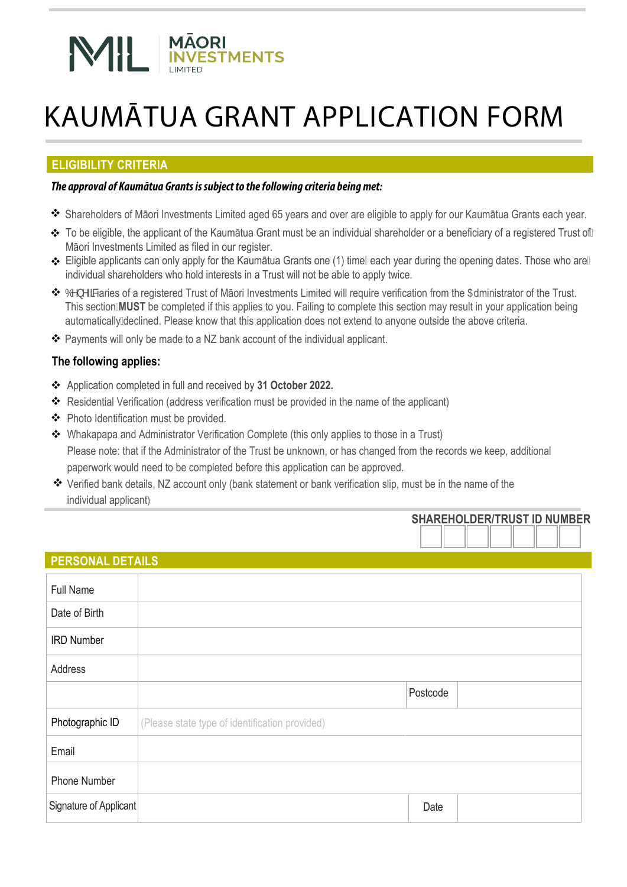MĀORI INVESTMENTS LIMITED

# KAUMĀTUA GRANT APPLICATION FORM

## ELIGIBILITY CRITERIA

***The approval of Kaumātua Grants is subject to the following criteria being met:***

- Shareholders of Māori Investments Limited aged 65 years and over are eligible to apply for our Kaumātua Grants each year.
- To be eligible, the applicant of the Kaumātua Grant must be an individual shareholder or a beneficiary of a registered Trust of Māori Investments Limited as filed in our register.
- Eligible applicants can only apply for the Kaumātua Grants one (1) time each year during the opening dates. Those who are individual shareholders who hold interests in a Trust will not be able to apply twice.
- Beneficiaries of a registered Trust of Māori Investments Limited will require verification from the Administrator of the Trust. This section **MUST** be completed if this applies to you. Failing to complete this section may result in your application being automatically declined. Please know that this application does not extend to anyone outside the above criteria.
- Payments will only be made to a NZ bank account of the individual applicant.

**The following applies:**

- Application completed in full and received by **31 October 2022.**
- Residential Verification (address verification must be provided in the name of the applicant)
- Photo Identification must be provided.
- Whakapapa and Administrator Verification Complete (this only applies to those in a Trust)
  Please note: that if the Administrator of the Trust be unknown, or has changed from the records we keep, additional paperwork would need to be completed before this application can be approved.
- Verified bank details, NZ account only (bank statement or bank verification slip, must be in the name of the individual applicant)

**SHAREHOLDER/TRUST ID NUMBER**

| | | | | | | |
|---|---|---|---|---|---|---|
| | | | | | | |

## PERSONAL DETAILS

| | | | |
|---|---|---|---|
| Full Name | | | |
| Date of Birth | | | |
| IRD Number | | | |
| Address | | | |
| | | Postcode | |
| Photographic ID | (Please state type of identification provided) | | |
| Email | | | |
| Phone Number | | | |
| Signature of Applicant | | Date | |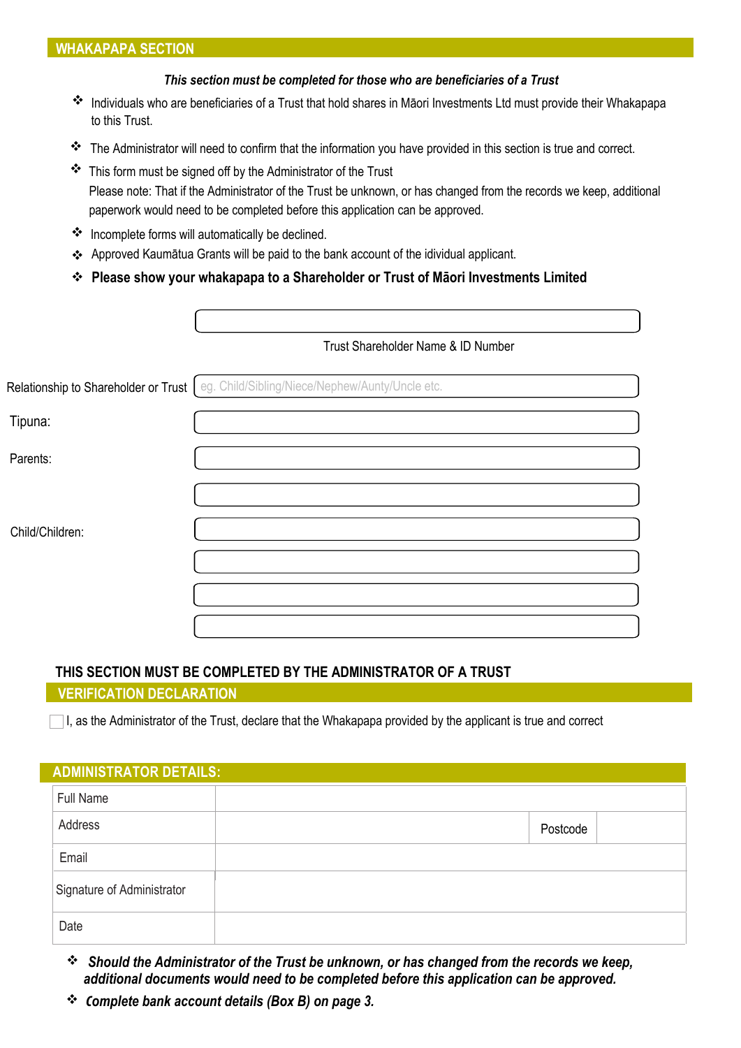## WHAKAPAPA SECTION

***This section must be completed for those who are beneficiaries of a Trust***

- Individuals who are beneficiaries of a Trust that hold shares in Māori Investments Ltd must provide their Whakapapa to this Trust.
- The Administrator will need to confirm that the information you have provided in this section is true and correct.
- This form must be signed off by the Administrator of the Trust
  Please note: That if the Administrator of the Trust be unknown, or has changed from the records we keep, additional paperwork would need to be completed before this application can be approved.
- Incomplete forms will automatically be declined.
- Approved Kaumātua Grants will be paid to the bank account of the idividual applicant.
- **Please show your whakapapa to a Shareholder or Trust of Māori Investments Limited**

| | |
|---|---|
| | Trust Shareholder Name & ID Number |
| Relationship to Shareholder or Trust | eg. Child/Sibling/Niece/Nephew/Aunty/Uncle etc. |
| Tipuna: | |
| Parents: | |
| | |
| Child/Children: | |
| | |
| | |
| | |

**THIS SECTION MUST BE COMPLETED BY THE ADMINISTRATOR OF A TRUST**

## VERIFICATION DECLARATION

☐ I, as the Administrator of the Trust, declare that the Whakapapa provided by the applicant is true and correct

## ADMINISTRATOR DETAILS:

| | | | |
|---|---|---|---|
| Full Name | | | |
| Address | | Postcode | |
| Email | | | |
| Signature of Administrator | | | |
| Date | | | |

- ***Should the Administrator of the Trust be unknown, or has changed from the records we keep, additional documents would need to be completed before this application can be approved.***
- ***Complete bank account details (Box B) on page 3.***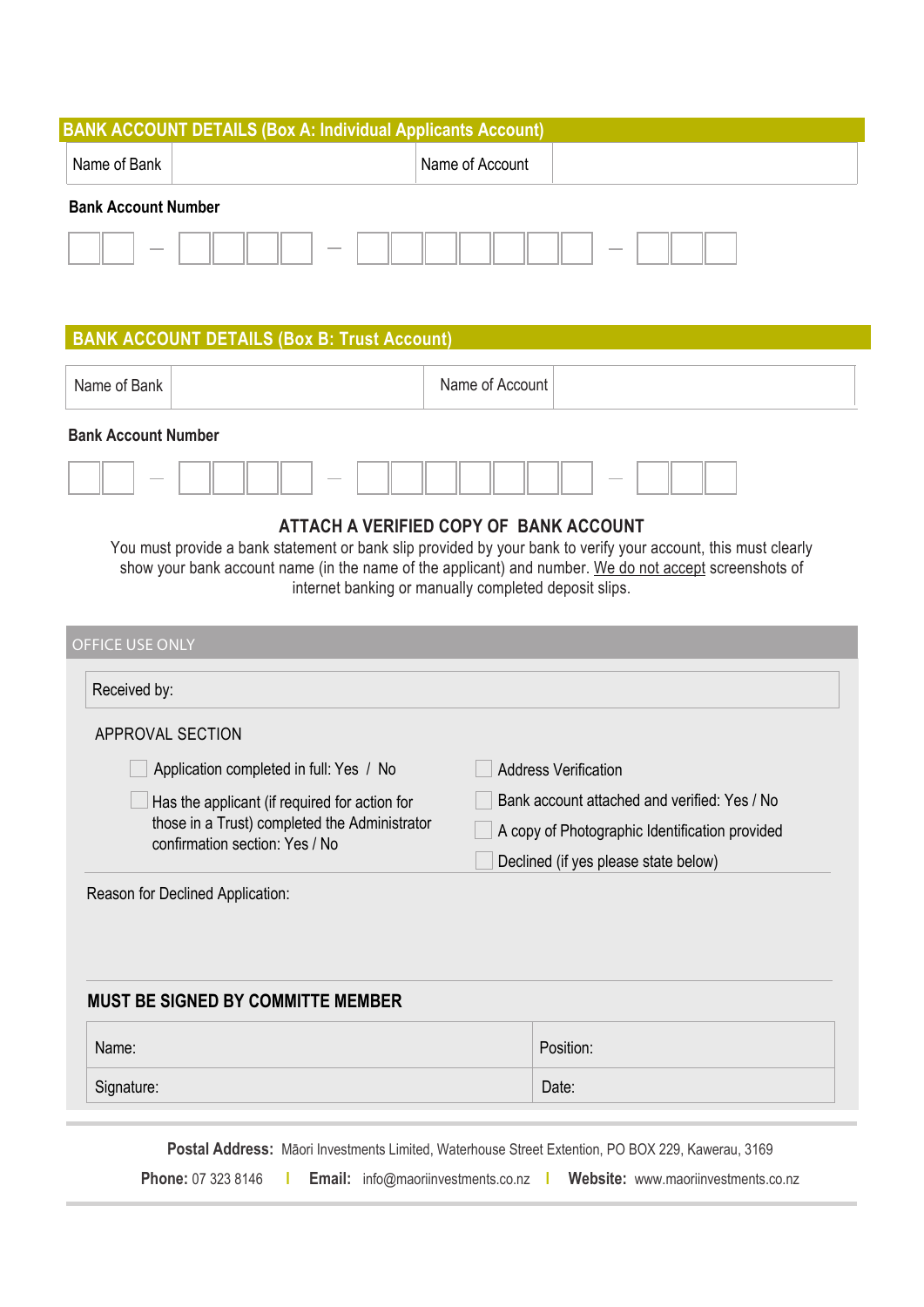## BANK ACCOUNT DETAILS (Box A: Individual Applicants Account)

| | | | |
|---|---|---|---|
| Name of Bank | | Name of Account | |

**Bank Account Number**

| | | | | | | | | | | | | | | | | |
|---|---|---|---|---|---|---|---|---|---|---|---|---|---|---|---|---|
| | | – | | | | | – | | | | | | | | – | | | |

## BANK ACCOUNT DETAILS (Box B: Trust Account)

| | | | |
|---|---|---|---|
| Name of Bank | | Name of Account | |

**Bank Account Number**

| | | | | | | | | | | | | | | | | |
|---|---|---|---|---|---|---|---|---|---|---|---|---|---|---|---|---|
| | | – | | | | | – | | | | | | | | – | | | |

### ATTACH A VERIFIED COPY OF BANK ACCOUNT

You must provide a bank statement or bank slip provided by your bank to verify your account, this must clearly show your bank account name (in the name of the applicant) and number. We do not accept screenshots of internet banking or manually completed deposit slips.

## OFFICE USE ONLY

Received by:

APPROVAL SECTION

- ☐ Application completed in full: Yes / No
- ☐ Has the applicant (if required for action for those in a Trust) completed the Administrator confirmation section: Yes / No
- ☐ Address Verification
- ☐ Bank account attached and verified: Yes / No
- ☐ A copy of Photographic Identification provided
- ☐ Declined (if yes please state below)

Reason for Declined Application:

**MUST BE SIGNED BY COMMITTE MEMBER**

| | |
|---|---|
| Name: | Position: |
| Signature: | Date: |

**Postal Address:** Māori Investments Limited, Waterhouse Street Extention, PO BOX 229, Kawerau, 3169

**Phone:** 07 323 8146 | **Email:** info@maoriinvestments.co.nz | **Website:** www.maoriinvestments.co.nz